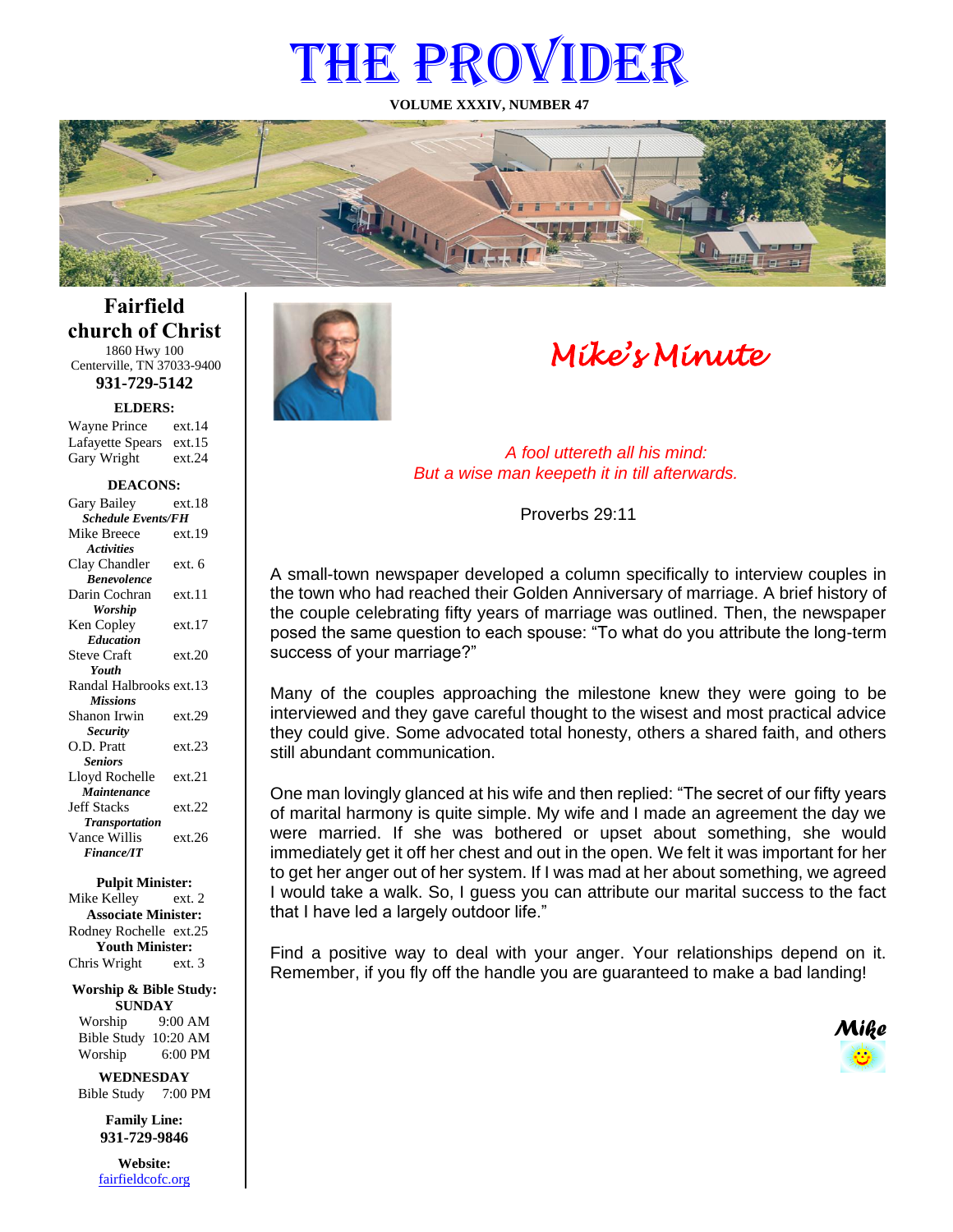# THE PROVIDER

**VOLUME XXXIV, NUMBER 47**

## Fairfield church of Christ

1860 Hwy 100
Centerville, TN 37033-9400

**931-729-5142**

**ELDERS:**

Wayne Prince ext.14
Lafayette Spears ext.15
Gary Wright ext.24

**DEACONS:**

Gary Bailey ext.18
***Schedule Events/FH***
Mike Breece ext.19
***Activities***
Clay Chandler ext. 6
***Benevolence***
Darin Cochran ext.11
***Worship***
Ken Copley ext.17
***Education***
Steve Craft ext.20
***Youth***
Randal Halbrooks ext.13
***Missions***
Shanon Irwin ext.29
***Security***
O.D. Pratt ext.23
***Seniors***
Lloyd Rochelle ext.21
***Maintenance***
Jeff Stacks ext.22
***Transportation***
Vance Willis ext.26
***Finance/IT***

**Pulpit Minister:**
Mike Kelley ext. 2
**Associate Minister:**
Rodney Rochelle ext.25
**Youth Minister:**
Chris Wright ext. 3

**Worship & Bible Study:**
**SUNDAY**
Worship 9:00 AM
Bible Study 10:20 AM
Worship 6:00 PM

**WEDNESDAY**
Bible Study 7:00 PM

**Family Line:**
**931-729-9846**

**Website:**
fairfieldcofc.org

## *Mike's Minute*

*A fool uttereth all his mind:*
*But a wise man keepeth it in till afterwards.*

Proverbs 29:11

A small-town newspaper developed a column specifically to interview couples in the town who had reached their Golden Anniversary of marriage. A brief history of the couple celebrating fifty years of marriage was outlined. Then, the newspaper posed the same question to each spouse: "To what do you attribute the long-term success of your marriage?"

Many of the couples approaching the milestone knew they were going to be interviewed and they gave careful thought to the wisest and most practical advice they could give. Some advocated total honesty, others a shared faith, and others still abundant communication.

One man lovingly glanced at his wife and then replied: "The secret of our fifty years of marital harmony is quite simple. My wife and I made an agreement the day we were married. If she was bothered or upset about something, she would immediately get it off her chest and out in the open. We felt it was important for her to get her anger out of her system. If I was mad at her about something, we agreed I would take a walk. So, I guess you can attribute our marital success to the fact that I have led a largely outdoor life."

Find a positive way to deal with your anger. Your relationships depend on it. Remember, if you fly off the handle you are guaranteed to make a bad landing!

*Mike*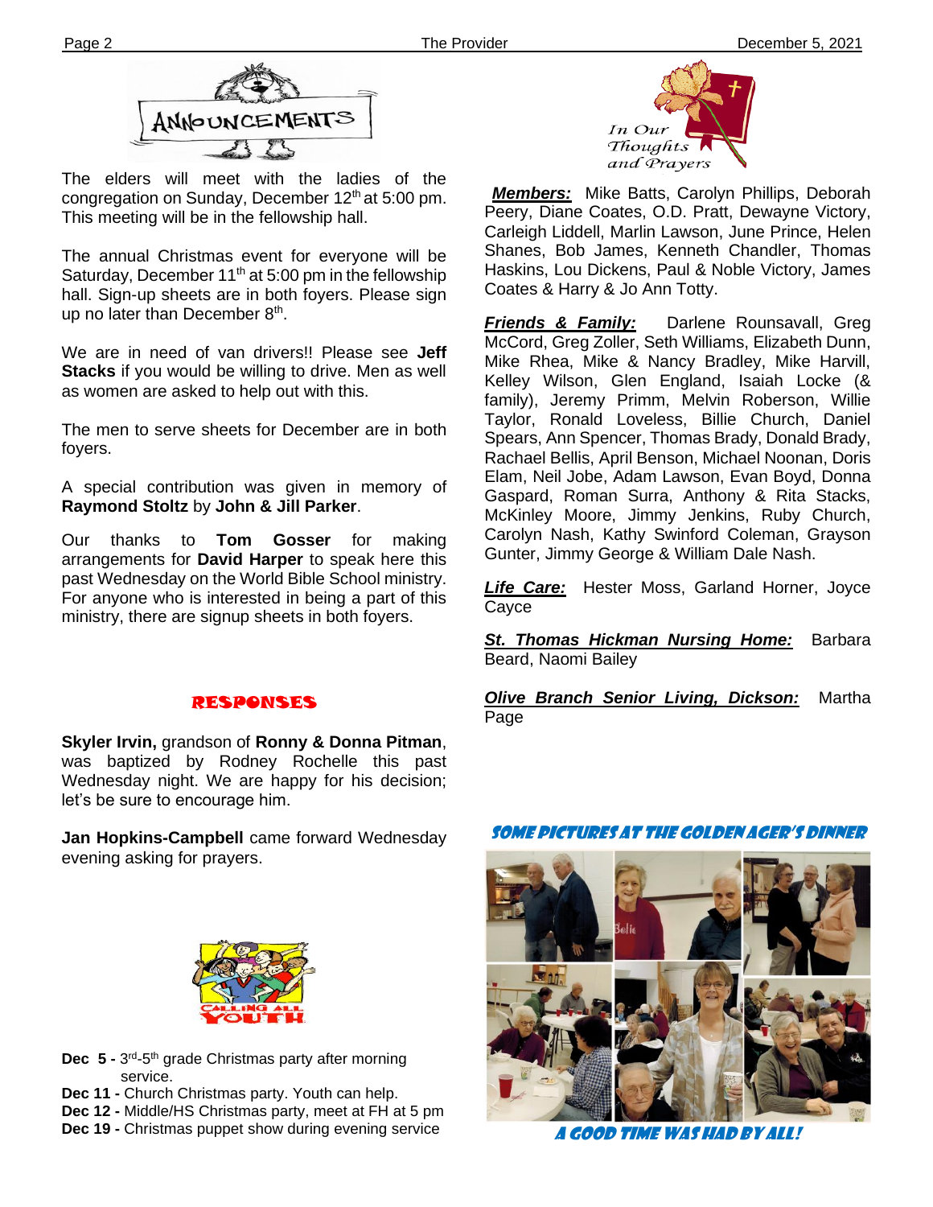# ANNOUNCEMENTS

The elders will meet with the ladies of the congregation on Sunday, December 12th at 5:00 pm. This meeting will be in the fellowship hall.

The annual Christmas event for everyone will be Saturday, December 11th at 5:00 pm in the fellowship hall. Sign-up sheets are in both foyers. Please sign up no later than December 8th.

We are in need of van drivers!! Please see **Jeff Stacks** if you would be willing to drive. Men as well as women are asked to help out with this.

The men to serve sheets for December are in both foyers.

A special contribution was given in memory of **Raymond Stoltz** by **John & Jill Parker**.

Our thanks to **Tom Gosser** for making arrangements for **David Harper** to speak here this past Wednesday on the World Bible School ministry. For anyone who is interested in being a part of this ministry, there are signup sheets in both foyers.

## RESPONSES

**Skyler Irvin,** grandson of **Ronny & Donna Pitman**, was baptized by Rodney Rochelle this past Wednesday night. We are happy for his decision; let's be sure to encourage him.

**Jan Hopkins-Campbell** came forward Wednesday evening asking for prayers.

## CALLING ALL YOUTH

- **Dec 5 -** 3rd-5th grade Christmas party after morning service.
- **Dec 11 -** Church Christmas party. Youth can help.
- **Dec 12 -** Middle/HS Christmas party, meet at FH at 5 pm
- **Dec 19 -** Christmas puppet show during evening service

## In Our Thoughts and Prayers

***Members:*** Mike Batts, Carolyn Phillips, Deborah Peery, Diane Coates, O.D. Pratt, Dewayne Victory, Carleigh Liddell, Marlin Lawson, June Prince, Helen Shanes, Bob James, Kenneth Chandler, Thomas Haskins, Lou Dickens, Paul & Noble Victory, James Coates & Harry & Jo Ann Totty.

***Friends & Family:*** Darlene Rounsavall, Greg McCord, Greg Zoller, Seth Williams, Elizabeth Dunn, Mike Rhea, Mike & Nancy Bradley, Mike Harvill, Kelley Wilson, Glen England, Isaiah Locke (& family), Jeremy Primm, Melvin Roberson, Willie Taylor, Ronald Loveless, Billie Church, Daniel Spears, Ann Spencer, Thomas Brady, Donald Brady, Rachael Bellis, April Benson, Michael Noonan, Doris Elam, Neil Jobe, Adam Lawson, Evan Boyd, Donna Gaspard, Roman Surra, Anthony & Rita Stacks, McKinley Moore, Jimmy Jenkins, Ruby Church, Carolyn Nash, Kathy Swinford Coleman, Grayson Gunter, Jimmy George & William Dale Nash.

***Life Care:*** Hester Moss, Garland Horner, Joyce Cayce

***St. Thomas Hickman Nursing Home:*** Barbara Beard, Naomi Bailey

***Olive Branch Senior Living, Dickson:*** Martha Page

## Some Pictures at the Golden Ager's Dinner

A good time was had by all!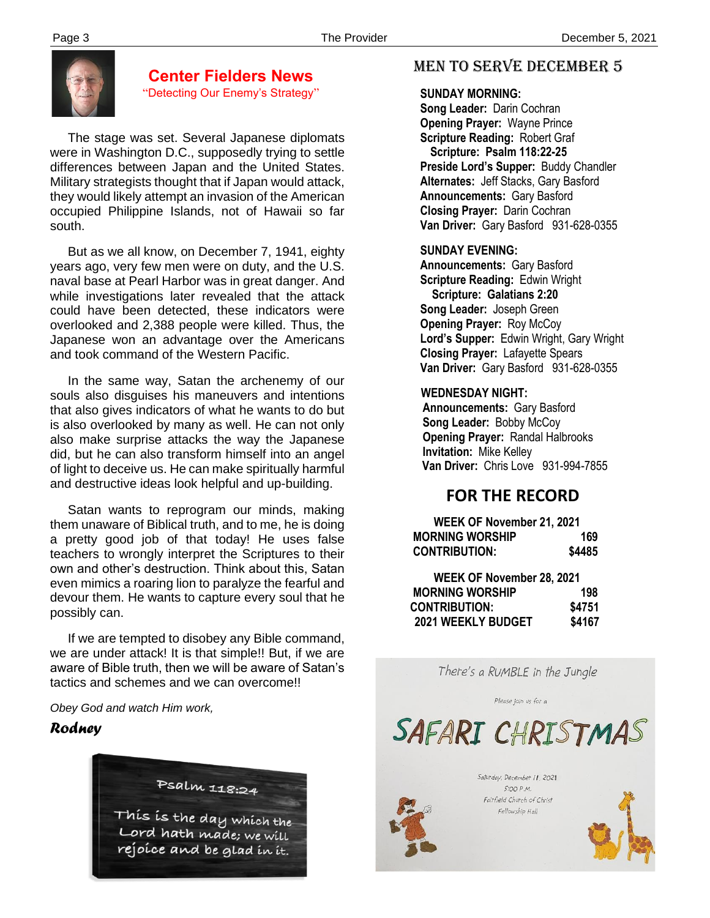## Center Fielders News

"Detecting Our Enemy's Strategy"

The stage was set. Several Japanese diplomats were in Washington D.C., supposedly trying to settle differences between Japan and the United States. Military strategists thought that if Japan would attack, they would likely attempt an invasion of the American occupied Philippine Islands, not of Hawaii so far south.

But as we all know, on December 7, 1941, eighty years ago, very few men were on duty, and the U.S. naval base at Pearl Harbor was in great danger. And while investigations later revealed that the attack could have been detected, these indicators were overlooked and 2,388 people were killed. Thus, the Japanese won an advantage over the Americans and took command of the Western Pacific.

In the same way, Satan the archenemy of our souls also disguises his maneuvers and intentions that also gives indicators of what he wants to do but is also overlooked by many as well. He can not only also make surprise attacks the way the Japanese did, but he can also transform himself into an angel of light to deceive us. He can make spiritually harmful and destructive ideas look helpful and up-building.

Satan wants to reprogram our minds, making them unaware of Biblical truth, and to me, he is doing a pretty good job of that today! He uses false teachers to wrongly interpret the Scriptures to their own and other's destruction. Think about this, Satan even mimics a roaring lion to paralyze the fearful and devour them. He wants to capture every soul that he possibly can.

If we are tempted to disobey any Bible command, we are under attack! It is that simple!! But, if we are aware of Bible truth, then we will be aware of Satan's tactics and schemes and we can overcome!!

*Obey God and watch Him work,*

***Rodney***

Psalm 118:24

This is the day which the Lord hath made; we will rejoice and be glad in it.

## MEN TO SERVE DECEMBER 5

**SUNDAY MORNING:**
**Song Leader:** Darin Cochran
**Opening Prayer:** Wayne Prince
**Scripture Reading:** Robert Graf
**Scripture: Psalm 118:22-25**
**Preside Lord's Supper:** Buddy Chandler
**Alternates:** Jeff Stacks, Gary Basford
**Announcements:** Gary Basford
**Closing Prayer:** Darin Cochran
**Van Driver:** Gary Basford 931-628-0355

**SUNDAY EVENING:**
**Announcements:** Gary Basford
**Scripture Reading:** Edwin Wright
**Scripture: Galatians 2:20**
**Song Leader:** Joseph Green
**Opening Prayer:** Roy McCoy
**Lord's Supper:** Edwin Wright, Gary Wright
**Closing Prayer:** Lafayette Spears
**Van Driver:** Gary Basford 931-628-0355

**WEDNESDAY NIGHT:**
**Announcements:** Gary Basford
**Song Leader:** Bobby McCoy
**Opening Prayer:** Randal Halbrooks
**Invitation:** Mike Kelley
**Van Driver:** Chris Love 931-994-7855

## FOR THE RECORD

**WEEK OF November 21, 2021**

| | |
|---|---|
| MORNING WORSHIP | 169 |
| CONTRIBUTION: | $4485 |

**WEEK OF November 28, 2021**

| | |
|---|---|
| MORNING WORSHIP | 198 |
| CONTRIBUTION: | $4751 |
| 2021 WEEKLY BUDGET | $4167 |

There's a RUMBLE in the Jungle

Please join us for a

# SAFARI CHRISTMAS

Saturday, December 11, 2021
5:00 P.M.
Fairfield Church of Christ
Fellowship Hall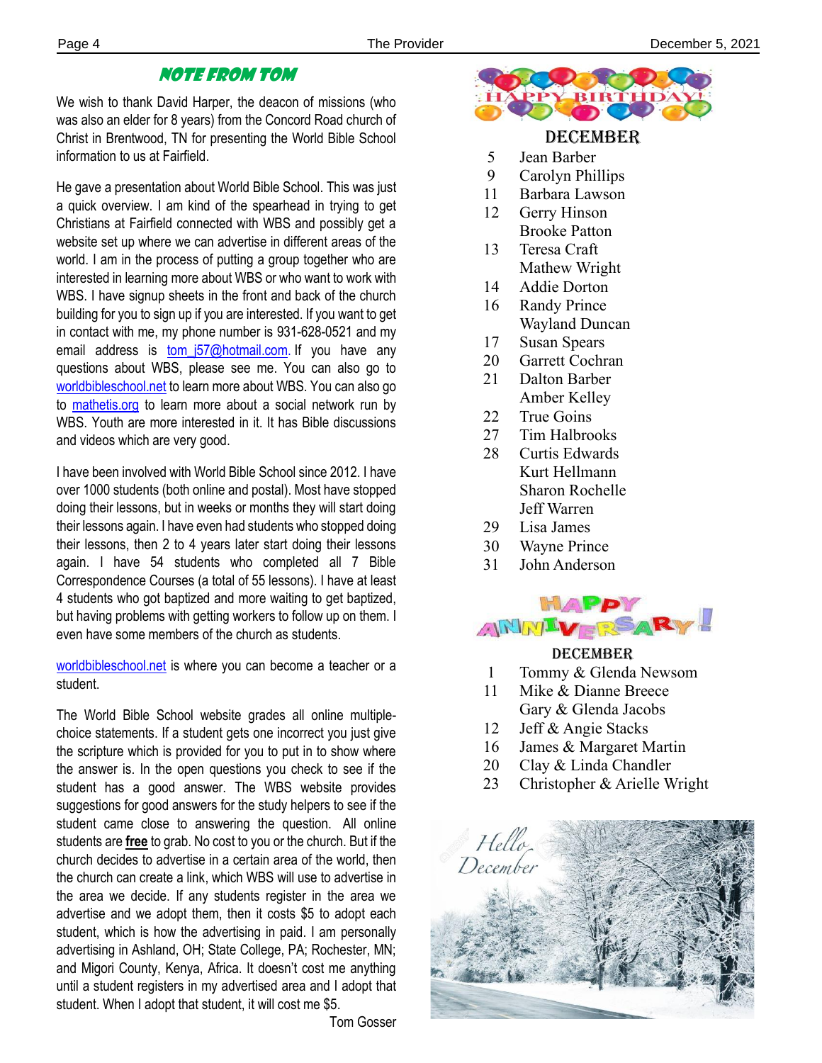## Note From Tom

We wish to thank David Harper, the deacon of missions (who was also an elder for 8 years) from the Concord Road church of Christ in Brentwood, TN for presenting the World Bible School information to us at Fairfield.

He gave a presentation about World Bible School. This was just a quick overview. I am kind of the spearhead in trying to get Christians at Fairfield connected with WBS and possibly get a website set up where we can advertise in different areas of the world. I am in the process of putting a group together who are interested in learning more about WBS or who want to work with WBS. I have signup sheets in the front and back of the church building for you to sign up if you are interested. If you want to get in contact with me, my phone number is 931-628-0521 and my email address is tom_j57@hotmail.com. If you have any questions about WBS, please see me. You can also go to worldbibleschool.net to learn more about WBS. You can also go to mathetis.org to learn more about a social network run by WBS. Youth are more interested in it. It has Bible discussions and videos which are very good.

I have been involved with World Bible School since 2012. I have over 1000 students (both online and postal). Most have stopped doing their lessons, but in weeks or months they will start doing their lessons again. I have even had students who stopped doing their lessons, then 2 to 4 years later start doing their lessons again. I have 54 students who completed all 7 Bible Correspondence Courses (a total of 55 lessons). I have at least 4 students who got baptized and more waiting to get baptized, but having problems with getting workers to follow up on them. I even have some members of the church as students.

worldbibleschool.net is where you can become a teacher or a student.

The World Bible School website grades all online multiple-choice statements. If a student gets one incorrect you just give the scripture which is provided for you to put in to show where the answer is. In the open questions you check to see if the student has a good answer. The WBS website provides suggestions for good answers for the study helpers to see if the student came close to answering the question. All online students are **free** to grab. No cost to you or the church. But if the church decides to advertise in a certain area of the world, then the church can create a link, which WBS will use to advertise in the area we decide. If any students register in the area we advertise and we adopt them, then it costs $5 to adopt each student, which is how the advertising in paid. I am personally advertising in Ashland, OH; State College, PA; Rochester, MN; and Migori County, Kenya, Africa. It doesn't cost me anything until a student registers in my advertised area and I adopt that student. When I adopt that student, it will cost me $5.

Tom Gosser

## Happy Birthday!

### December

| | |
|---|---|
| 5 | Jean Barber |
| 9 | Carolyn Phillips |
| 11 | Barbara Lawson |
| 12 | Gerry Hinson |
| | Brooke Patton |
| 13 | Teresa Craft |
| | Mathew Wright |
| 14 | Addie Dorton |
| 16 | Randy Prince |
| | Wayland Duncan |
| 17 | Susan Spears |
| 20 | Garrett Cochran |
| 21 | Dalton Barber |
| | Amber Kelley |
| 22 | True Goins |
| 27 | Tim Halbrooks |
| 28 | Curtis Edwards |
| | Kurt Hellmann |
| | Sharon Rochelle |
| | Jeff Warren |
| 29 | Lisa James |
| 30 | Wayne Prince |
| 31 | John Anderson |

## Happy Anniversary!

### December

| | |
|---|---|
| 1 | Tommy & Glenda Newsom |
| 11 | Mike & Dianne Breece |
| | Gary & Glenda Jacobs |
| 12 | Jeff & Angie Stacks |
| 16 | James & Margaret Martin |
| 20 | Clay & Linda Chandler |
| 23 | Christopher & Arielle Wright |

*Hello December*